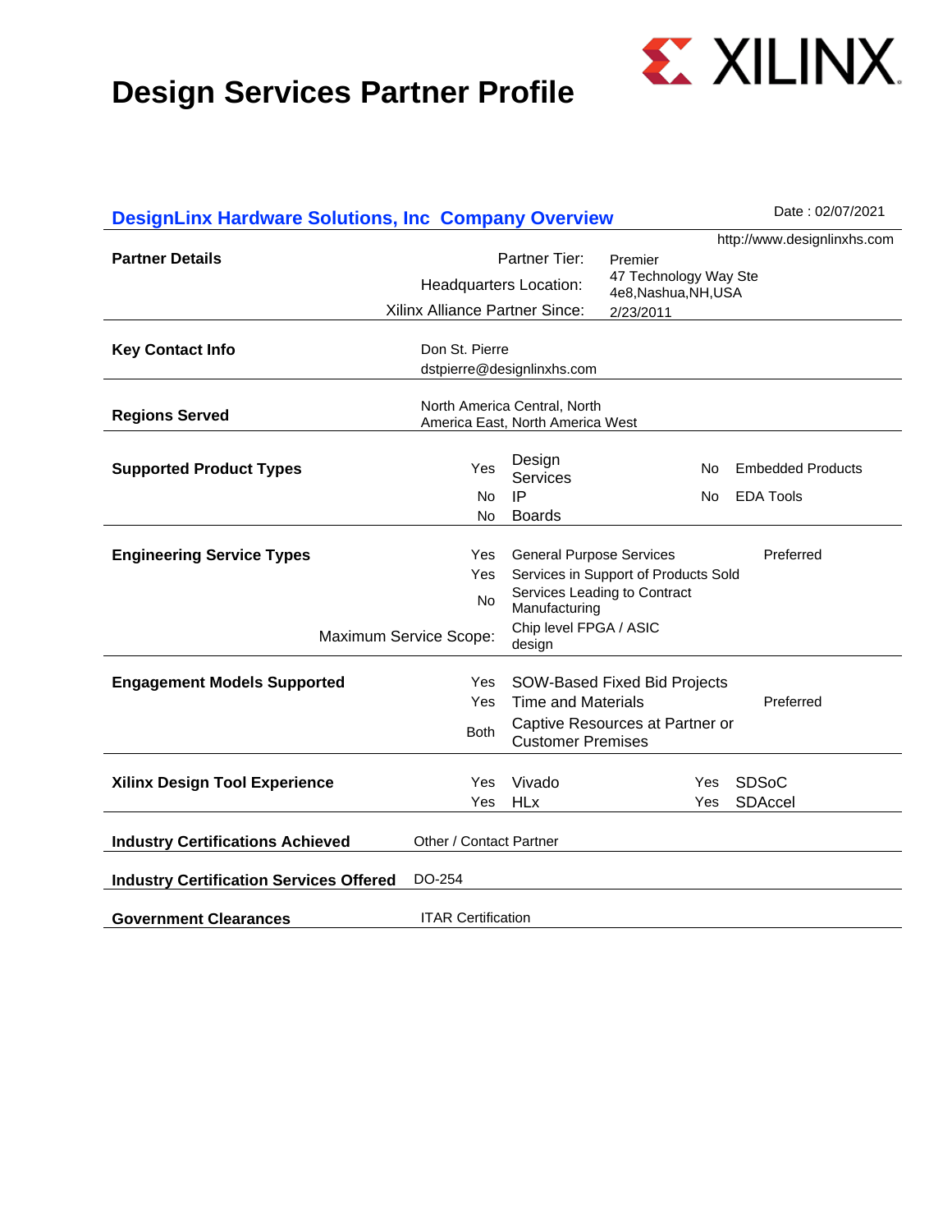# Design Services Partner Profile

XILINX

## DesignLinx Hardware Solutions, Inc Company Overview

Date : 02/07/2021

http://www.designlinxhs.com

**Partner Details**

| | |
|---|---|
| Partner Tier: | Premier |
| Headquarters Location: | 47 Technology Way Ste 4e8,Nashua,NH,USA |
| Xilinx Alliance Partner Since: | 2/23/2011 |

**Key Contact Info**

Don St. Pierre
dstpierre@designlinxhs.com

**Regions Served**

North America Central, North America East, North America West

**Supported Product Types**

| | | | |
|---|---|---|---|
| Yes | Design Services | No | Embedded Products |
| No | IP | No | EDA Tools |
| No | Boards | | |

**Engineering Service Types**

| | | |
|---|---|---|
| Yes | General Purpose Services | Preferred |
| Yes | Services in Support of Products Sold | |
| No | Services Leading to Contract Manufacturing | |
| Maximum Service Scope: | Chip level FPGA / ASIC design | |

**Engagement Models Supported**

| | | |
|---|---|---|
| Yes | SOW-Based Fixed Bid Projects | |
| Yes | Time and Materials | Preferred |
| Both | Captive Resources at Partner or Customer Premises | |

**Xilinx Design Tool Experience**

| | | | |
|---|---|---|---|
| Yes | Vivado | Yes | SDSoC |
| Yes | HLx | Yes | SDAccel |

**Industry Certifications Achieved**

Other / Contact Partner

**Industry Certification Services Offered**

DO-254

**Government Clearances**

ITAR Certification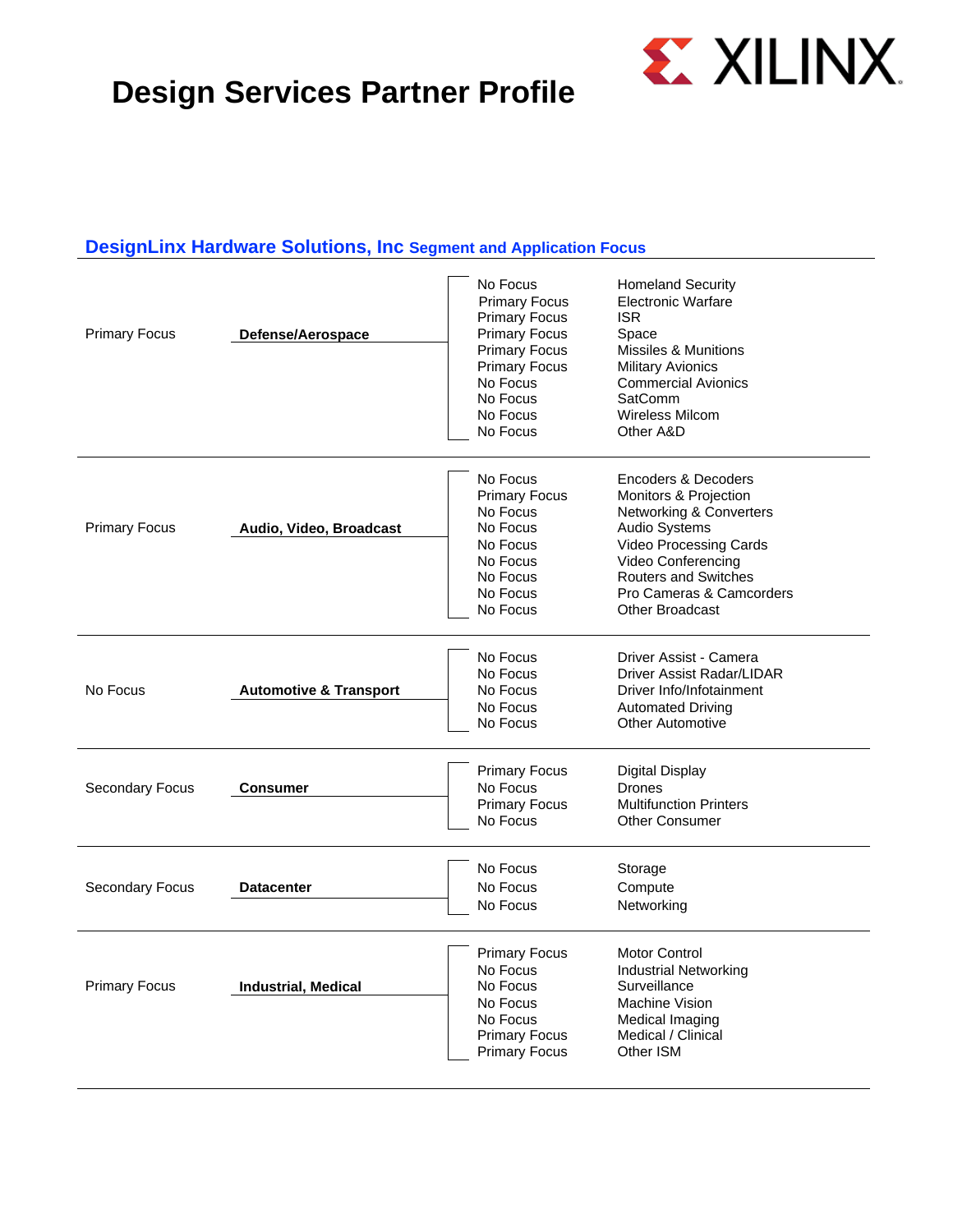# Design Services Partner Profile

## DesignLinx Hardware Solutions, Inc Segment and Application Focus

| Segment Focus | Segment | Application Focus | Application |
|---|---|---|---|
| Primary Focus | **Defense/Aerospace** | No Focus | Homeland Security |
| | | Primary Focus | Electronic Warfare |
| | | Primary Focus | ISR |
| | | Primary Focus | Space |
| | | Primary Focus | Missiles & Munitions |
| | | Primary Focus | Military Avionics |
| | | No Focus | Commercial Avionics |
| | | No Focus | SatComm |
| | | No Focus | Wireless Milcom |
| | | No Focus | Other A&D |
| Primary Focus | **Audio, Video, Broadcast** | No Focus | Encoders & Decoders |
| | | Primary Focus | Monitors & Projection |
| | | No Focus | Networking & Converters |
| | | No Focus | Audio Systems |
| | | No Focus | Video Processing Cards |
| | | No Focus | Video Conferencing |
| | | No Focus | Routers and Switches |
| | | No Focus | Pro Cameras & Camcorders |
| | | No Focus | Other Broadcast |
| No Focus | **Automotive & Transport** | No Focus | Driver Assist - Camera |
| | | No Focus | Driver Assist Radar/LIDAR |
| | | No Focus | Driver Info/Infotainment |
| | | No Focus | Automated Driving |
| | | No Focus | Other Automotive |
| Secondary Focus | **Consumer** | Primary Focus | Digital Display |
| | | No Focus | Drones |
| | | Primary Focus | Multifunction Printers |
| | | No Focus | Other Consumer |
| Secondary Focus | **Datacenter** | No Focus | Storage |
| | | No Focus | Compute |
| | | No Focus | Networking |
| Primary Focus | **Industrial, Medical** | Primary Focus | Motor Control |
| | | No Focus | Industrial Networking |
| | | No Focus | Surveillance |
| | | No Focus | Machine Vision |
| | | No Focus | Medical Imaging |
| | | Primary Focus | Medical / Clinical |
| | | Primary Focus | Other ISM |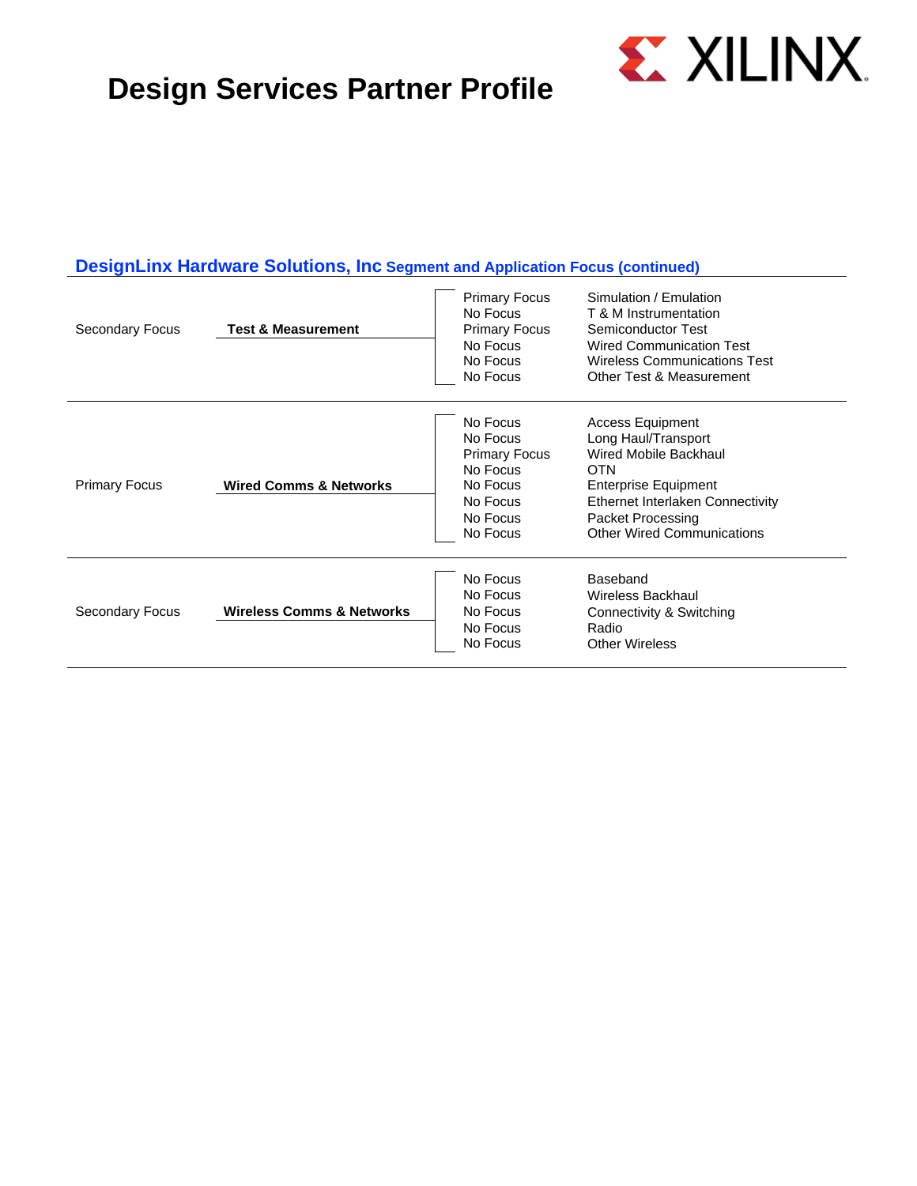# Design Services Partner Profile

## DesignLinx Hardware Solutions, Inc Segment and Application Focus (continued)

| Focus Level | Segment | Application Focus | Application |
|---|---|---|---|
| Secondary Focus | **Test & Measurement** | Primary Focus | Simulation / Emulation |
| | | No Focus | T & M Instrumentation |
| | | Primary Focus | Semiconductor Test |
| | | No Focus | Wired Communication Test |
| | | No Focus | Wireless Communications Test |
| | | No Focus | Other Test & Measurement |
| Primary Focus | **Wired Comms & Networks** | No Focus | Access Equipment |
| | | No Focus | Long Haul/Transport |
| | | Primary Focus | Wired Mobile Backhaul |
| | | No Focus | OTN |
| | | No Focus | Enterprise Equipment |
| | | No Focus | Ethernet Interlaken Connectivity |
| | | No Focus | Packet Processing |
| | | No Focus | Other Wired Communications |
| Secondary Focus | **Wireless Comms & Networks** | No Focus | Baseband |
| | | No Focus | Wireless Backhaul |
| | | No Focus | Connectivity & Switching |
| | | No Focus | Radio |
| | | No Focus | Other Wireless |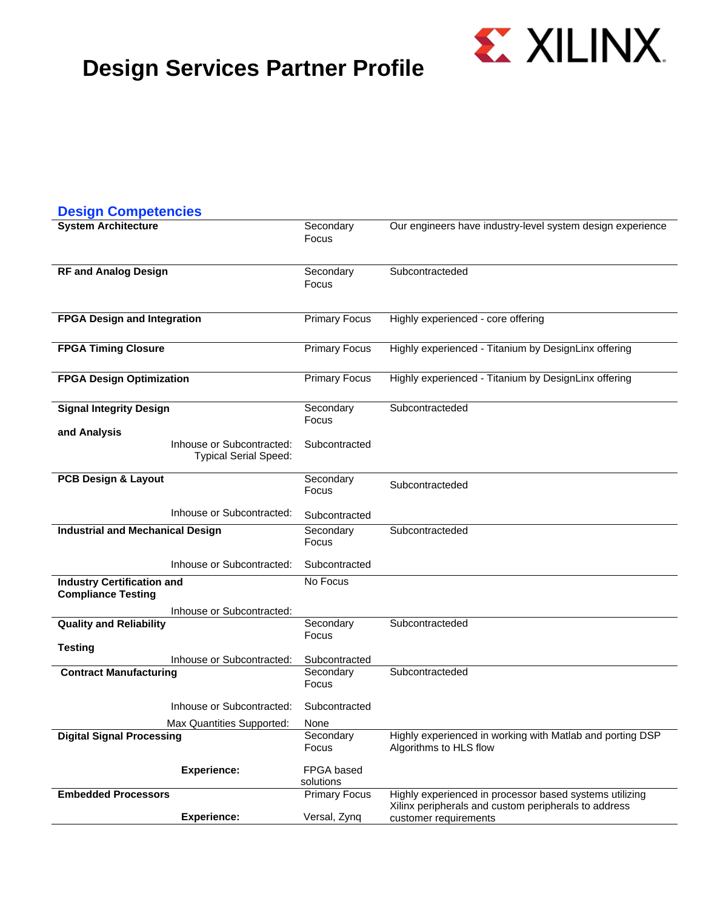# Design Services Partner Profile

XILINX

## Design Competencies

| Competency | Focus | Details |
|---|---|---|
| **System Architecture** | Secondary Focus | Our engineers have industry-level system design experience |
| **RF and Analog Design** | Secondary Focus | Subcontracteded |
| **FPGA Design and Integration** | Primary Focus | Highly experienced - core offering |
| **FPGA Timing Closure** | Primary Focus | Highly experienced - Titanium by DesignLinx offering |
| **FPGA Design Optimization** | Primary Focus | Highly experienced - Titanium by DesignLinx offering |
| **Signal Integrity Design and Analysis** | Secondary Focus | Subcontracteded |
| Inhouse or Subcontracted: | Subcontracted | |
| Typical Serial Speed: | | |
| **PCB Design & Layout** | Secondary Focus | Subcontracteded |
| Inhouse or Subcontracted: | Subcontracted | |
| **Industrial and Mechanical Design** | Secondary Focus | Subcontracteded |
| Inhouse or Subcontracted: | Subcontracted | |
| **Industry Certification and Compliance Testing** | No Focus | |
| Inhouse or Subcontracted: | | |
| **Quality and Reliability Testing** | Secondary Focus | Subcontracteded |
| Inhouse or Subcontracted: | Subcontracted | |
| **Contract Manufacturing** | Secondary Focus | Subcontracteded |
| Inhouse or Subcontracted: | Subcontracted | |
| Max Quantities Supported: | None | |
| **Digital Signal Processing** | Secondary Focus | Highly experienced in working with Matlab and porting DSP Algorithms to HLS flow |
| **Experience:** | FPGA based solutions | |
| **Embedded Processors** | Primary Focus | Highly experienced in processor based systems utilizing Xilinx peripherals and custom peripherals to address customer requirements |
| **Experience:** | Versal, Zynq | |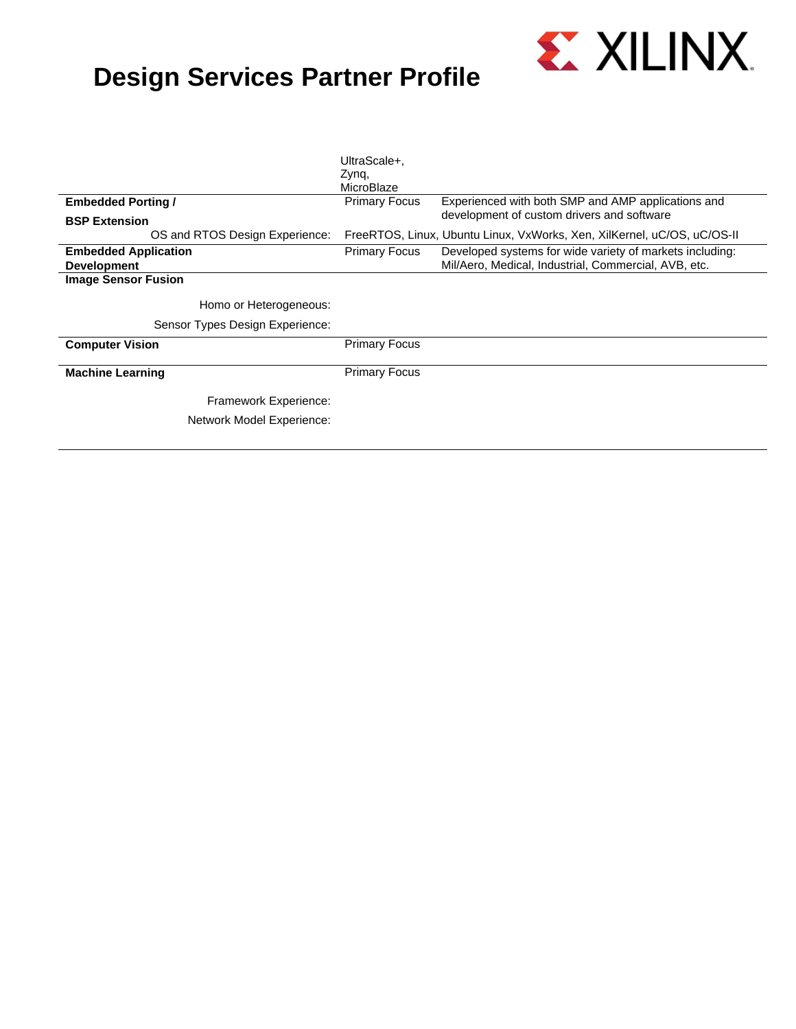# Design Services Partner Profile

| | | |
|---|---|---|
| | UltraScale+, Zynq, MicroBlaze | |
| **Embedded Porting / BSP Extension** | Primary Focus | Experienced with both SMP and AMP applications and development of custom drivers and software |
| OS and RTOS Design Experience: | FreeRTOS, Linux, Ubuntu Linux, VxWorks, Xen, XilKernel, uC/OS, uC/OS-II | |
| **Embedded Application Development** | Primary Focus | Developed systems for wide variety of markets including: Mil/Aero, Medical, Industrial, Commercial, AVB, etc. |
| **Image Sensor Fusion** | | |
| Homo or Heterogeneous: | | |
| Sensor Types Design Experience: | | |
| **Computer Vision** | Primary Focus | |
| **Machine Learning** | Primary Focus | |
| Framework Experience: | | |
| Network Model Experience: | | |